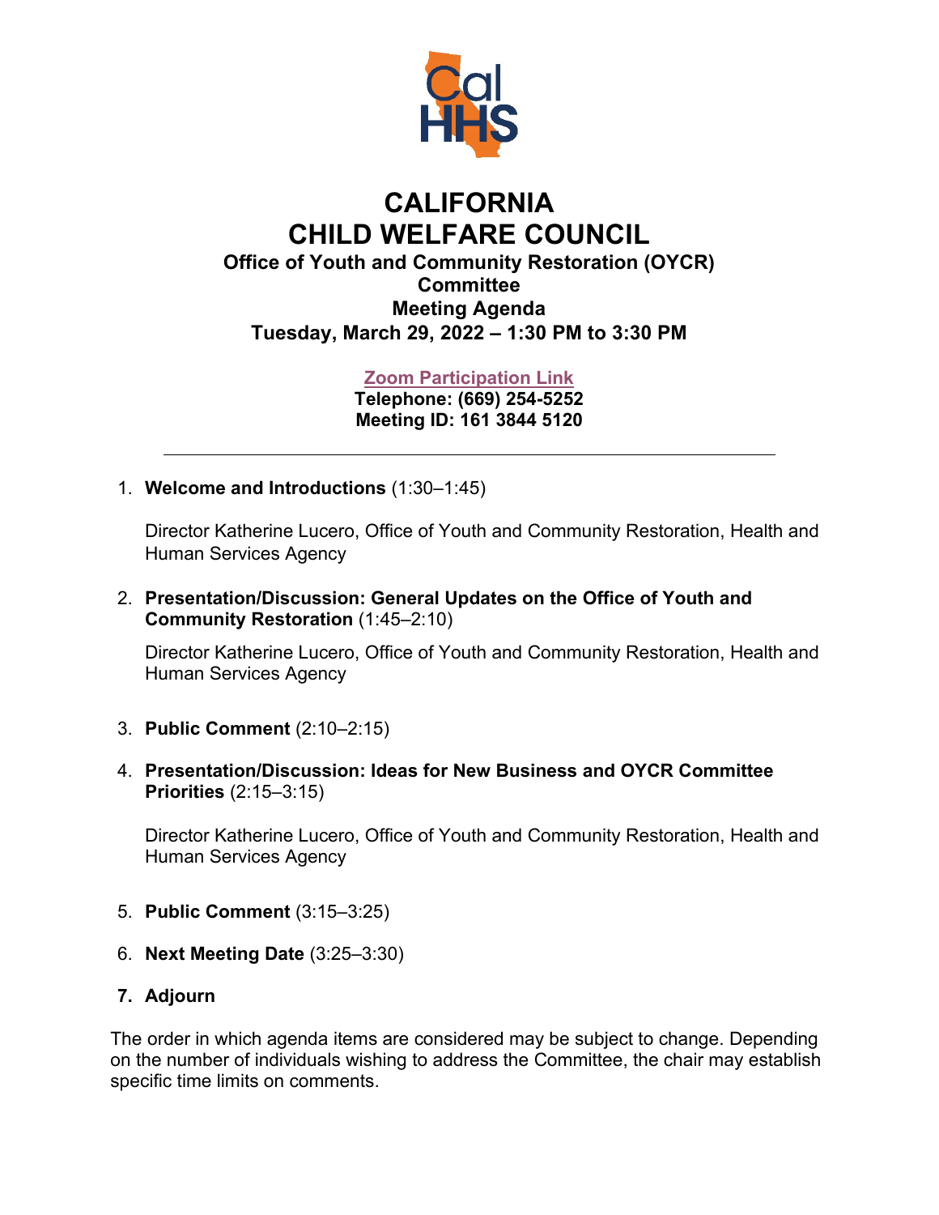# CALIFORNIA CHILD WELFARE COUNCIL

### Office of Youth and Community Restoration (OYCR) Committee

### Meeting Agenda

### Tuesday, March 29, 2022 – 1:30 PM to 3:30 PM

**Zoom Participation Link**
**Telephone: (669) 254-5252**
**Meeting ID: 161 3844 5120**

---

1. **Welcome and Introductions** (1:30–1:45)

   Director Katherine Lucero, Office of Youth and Community Restoration, Health and Human Services Agency

2. **Presentation/Discussion: General Updates on the Office of Youth and Community Restoration** (1:45–2:10)

   Director Katherine Lucero, Office of Youth and Community Restoration, Health and Human Services Agency

3. **Public Comment** (2:10–2:15)

4. **Presentation/Discussion: Ideas for New Business and OYCR Committee Priorities** (2:15–3:15)

   Director Katherine Lucero, Office of Youth and Community Restoration, Health and Human Services Agency

5. **Public Comment** (3:15–3:25)

6. **Next Meeting Date** (3:25–3:30)

7. **Adjourn**

The order in which agenda items are considered may be subject to change. Depending on the number of individuals wishing to address the Committee, the chair may establish specific time limits on comments.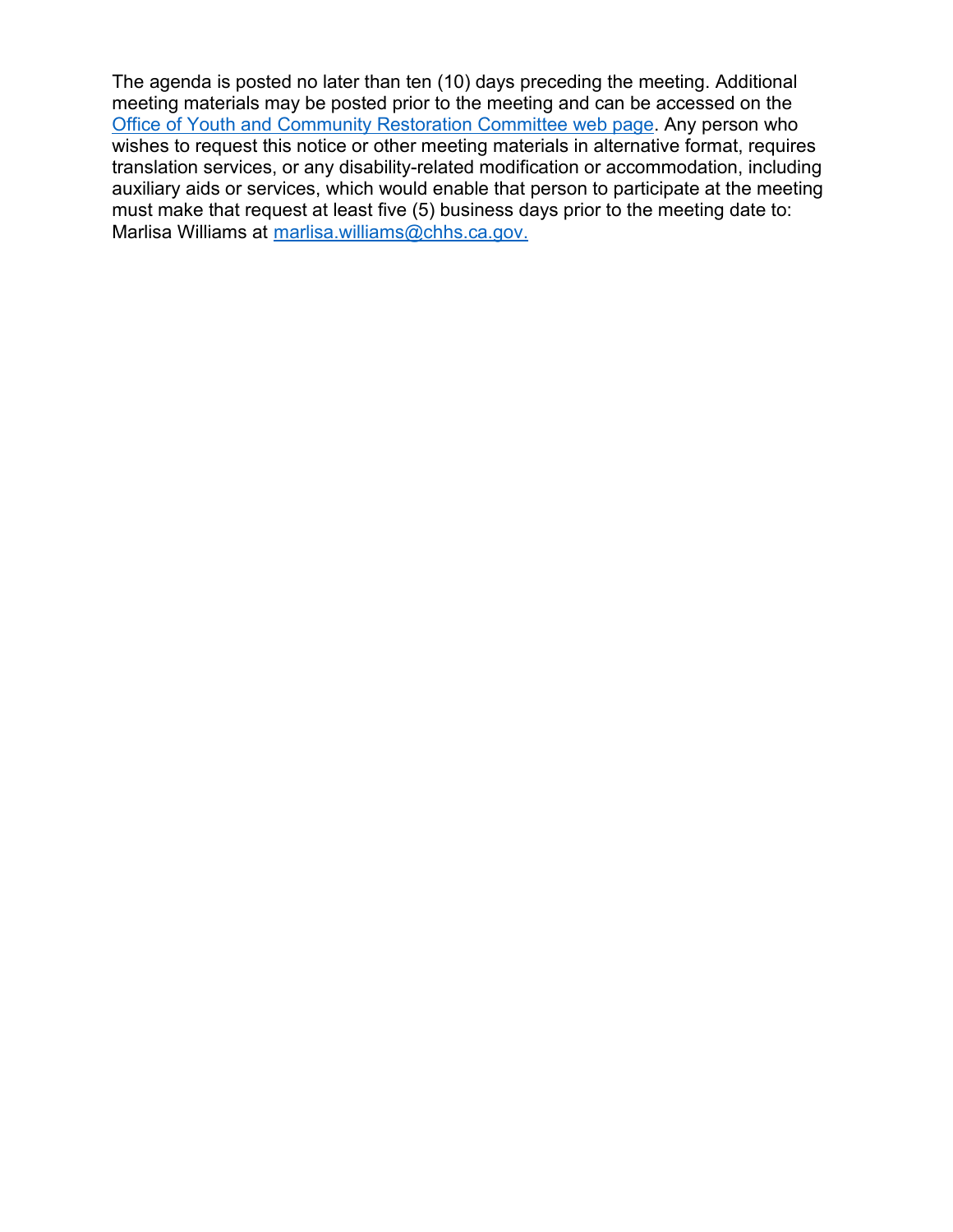The agenda is posted no later than ten (10) days preceding the meeting. Additional meeting materials may be posted prior to the meeting and can be accessed on the Office of Youth and Community Restoration Committee web page. Any person who wishes to request this notice or other meeting materials in alternative format, requires translation services, or any disability-related modification or accommodation, including auxiliary aids or services, which would enable that person to participate at the meeting must make that request at least five (5) business days prior to the meeting date to: Marlisa Williams at marlisa.williams@chhs.ca.gov.